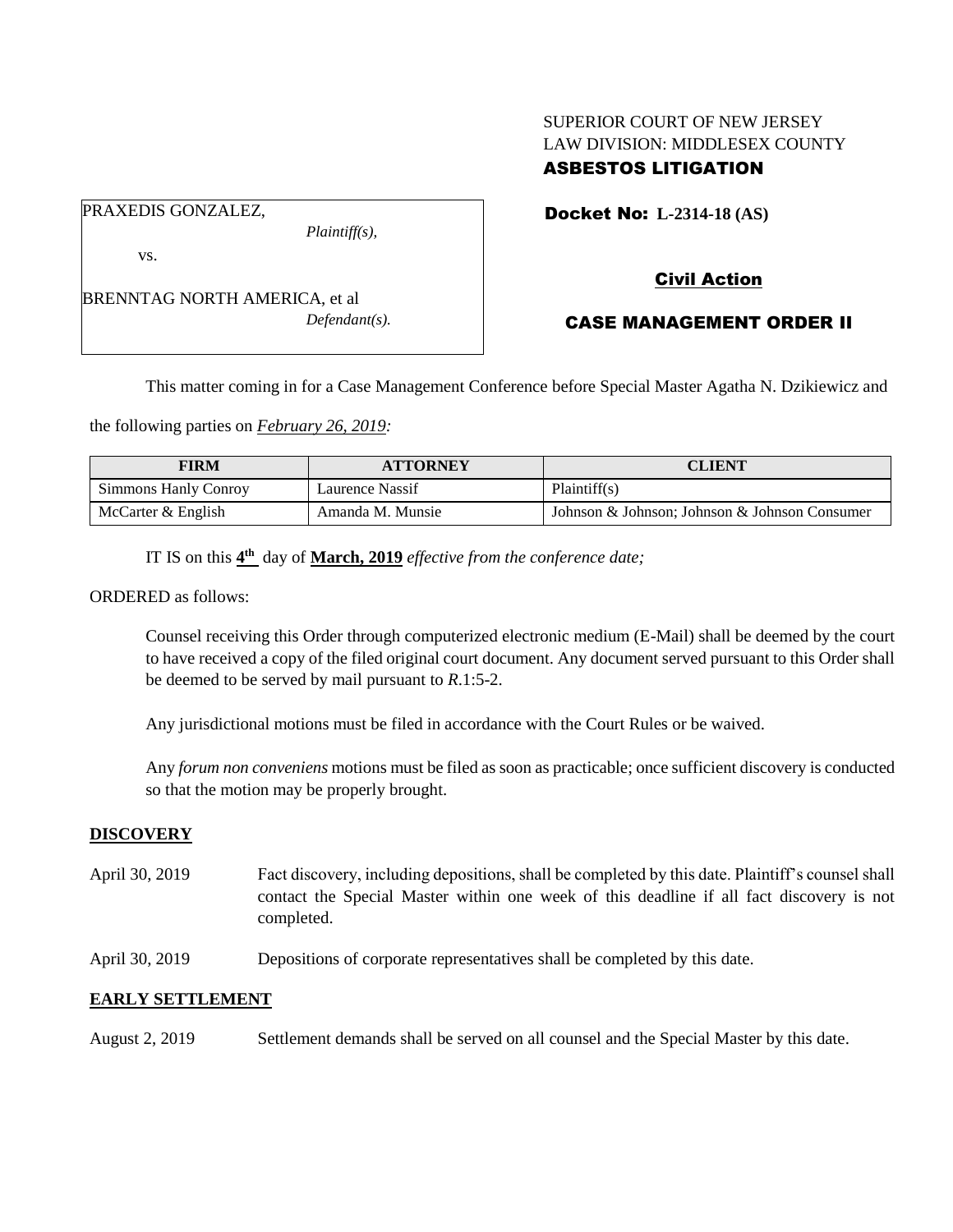SUPERIOR COURT OF NEW JERSEY
LAW DIVISION: MIDDLESEX COUNTY
**ASBESTOS LITIGATION**

PRAXEDIS GONZALEZ,
*Plaintiff(s),*

vs.

BRENNTAG NORTH AMERICA, et al
*Defendant(s).*

**Docket No: L-2314-18 (AS)**

**Civil Action**

**CASE MANAGEMENT ORDER II**

This matter coming in for a Case Management Conference before Special Master Agatha N. Dzikiewicz and the following parties on *February 26, 2019:*

| FIRM | ATTORNEY | CLIENT |
|---|---|---|
| Simmons Hanly Conroy | Laurence Nassif | Plaintiff(s) |
| McCarter & English | Amanda M. Munsie | Johnson & Johnson; Johnson & Johnson Consumer |

IT IS on this **4th** day of **March, 2019** *effective from the conference date;*

ORDERED as follows:

Counsel receiving this Order through computerized electronic medium (E-Mail) shall be deemed by the court to have received a copy of the filed original court document. Any document served pursuant to this Order shall be deemed to be served by mail pursuant to *R*.1:5-2.

Any jurisdictional motions must be filed in accordance with the Court Rules or be waived.

Any *forum non conveniens* motions must be filed as soon as practicable; once sufficient discovery is conducted so that the motion may be properly brought.

## DISCOVERY

April 30, 2019 — Fact discovery, including depositions, shall be completed by this date. Plaintiff's counsel shall contact the Special Master within one week of this deadline if all fact discovery is not completed.

April 30, 2019 — Depositions of corporate representatives shall be completed by this date.

## EARLY SETTLEMENT

August 2, 2019 — Settlement demands shall be served on all counsel and the Special Master by this date.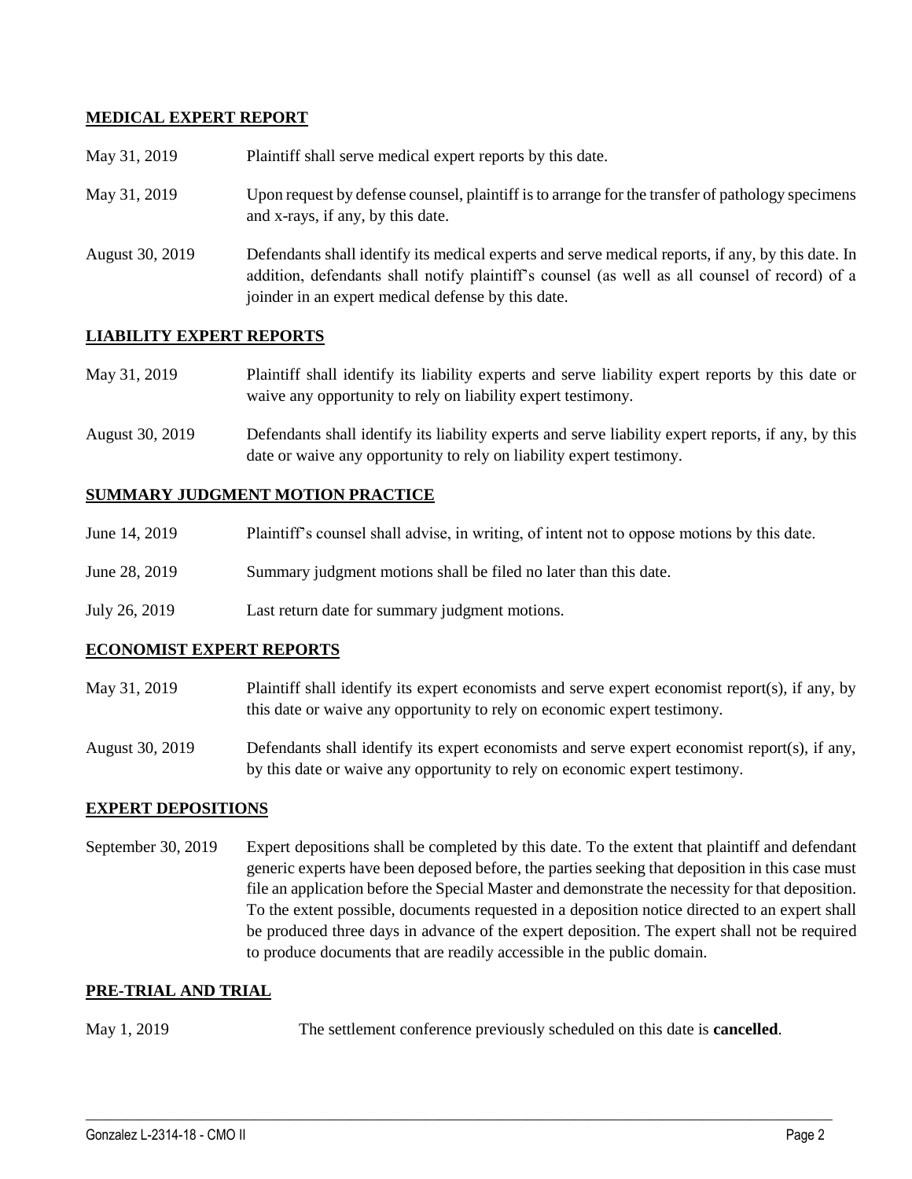**MEDICAL EXPERT REPORT**

| | |
|---|---|
| May 31, 2019 | Plaintiff shall serve medical expert reports by this date. |
| May 31, 2019 | Upon request by defense counsel, plaintiff is to arrange for the transfer of pathology specimens and x-rays, if any, by this date. |
| August 30, 2019 | Defendants shall identify its medical experts and serve medical reports, if any, by this date. In addition, defendants shall notify plaintiff's counsel (as well as all counsel of record) of a joinder in an expert medical defense by this date. |

**LIABILITY EXPERT REPORTS**

| | |
|---|---|
| May 31, 2019 | Plaintiff shall identify its liability experts and serve liability expert reports by this date or waive any opportunity to rely on liability expert testimony. |
| August 30, 2019 | Defendants shall identify its liability experts and serve liability expert reports, if any, by this date or waive any opportunity to rely on liability expert testimony. |

**SUMMARY JUDGMENT MOTION PRACTICE**

| | |
|---|---|
| June 14, 2019 | Plaintiff's counsel shall advise, in writing, of intent not to oppose motions by this date. |
| June 28, 2019 | Summary judgment motions shall be filed no later than this date. |
| July 26, 2019 | Last return date for summary judgment motions. |

**ECONOMIST EXPERT REPORTS**

| | |
|---|---|
| May 31, 2019 | Plaintiff shall identify its expert economists and serve expert economist report(s), if any, by this date or waive any opportunity to rely on economic expert testimony. |
| August 30, 2019 | Defendants shall identify its expert economists and serve expert economist report(s), if any, by this date or waive any opportunity to rely on economic expert testimony. |

**EXPERT DEPOSITIONS**

| | |
|---|---|
| September 30, 2019 | Expert depositions shall be completed by this date. To the extent that plaintiff and defendant generic experts have been deposed before, the parties seeking that deposition in this case must file an application before the Special Master and demonstrate the necessity for that deposition. To the extent possible, documents requested in a deposition notice directed to an expert shall be produced three days in advance of the expert deposition. The expert shall not be required to produce documents that are readily accessible in the public domain. |

**PRE-TRIAL AND TRIAL**

| | |
|---|---|
| May 1, 2019 | The settlement conference previously scheduled on this date is **cancelled**. |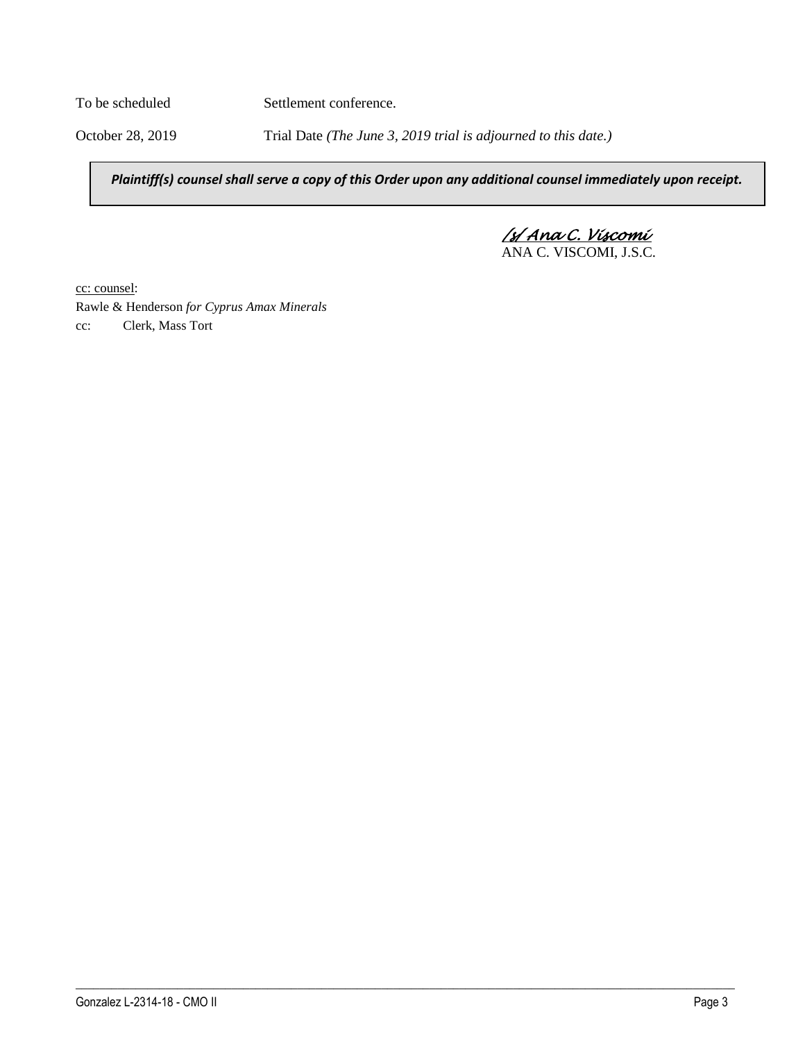| | |
|---|---|
| To be scheduled | Settlement conference. |
| October 28, 2019 | Trial Date *(The June 3, 2019 trial is adjourned to this date.)* |

***Plaintiff(s) counsel shall serve a copy of this Order upon any additional counsel immediately upon receipt.***

/s/ Ana C. Viscomi
ANA C. VISCOMI, J.S.C.

cc: counsel:
Rawle & Henderson *for Cyprus Amax Minerals*
cc: Clerk, Mass Tort